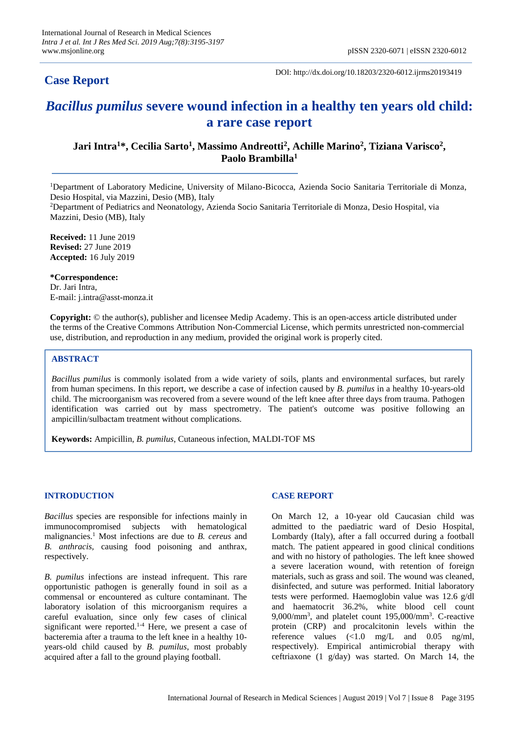## Case Report

DOI: http://dx.doi.org/10.18203/2320-6012.ijrms20193419

# *Bacillus pumilus* severe wound infection in a healthy ten years old child: a rare case report

**Jari Intra[1]\*, Cecilia Sarto[1], Massimo Andreotti[2], Achille Marino[2], Tiziana Varisco[2], Paolo Brambilla[1]**

[1]Department of Laboratory Medicine, University of Milano-Bicocca, Azienda Socio Sanitaria Territoriale di Monza, Desio Hospital, via Mazzini, Desio (MB), Italy

[2]Department of Pediatrics and Neonatology, Azienda Socio Sanitaria Territoriale di Monza, Desio Hospital, via Mazzini, Desio (MB), Italy

**Received:** 11 June 2019
**Revised:** 27 June 2019
**Accepted:** 16 July 2019

**\*Correspondence:**
Dr. Jari Intra,
E-mail: j.intra@asst-monza.it

**Copyright:** © the author(s), publisher and licensee Medip Academy. This is an open-access article distributed under the terms of the Creative Commons Attribution Non-Commercial License, which permits unrestricted non-commercial use, distribution, and reproduction in any medium, provided the original work is properly cited.

## ABSTRACT

*Bacillus pumilus* is commonly isolated from a wide variety of soils, plants and environmental surfaces, but rarely from human specimens. In this report, we describe a case of infection caused by *B. pumilus* in a healthy 10-years-old child. The microorganism was recovered from a severe wound of the left knee after three days from trauma. Pathogen identification was carried out by mass spectrometry. The patient's outcome was positive following an ampicillin/sulbactam treatment without complications.

**Keywords:** Ampicillin, *B. pumilus*, Cutaneous infection, MALDI-TOF MS

## INTRODUCTION

*Bacillus* species are responsible for infections mainly in immunocompromised subjects with hematological malignancies.[1] Most infections are due to *B. cereus* and *B. anthracis*, causing food poisoning and anthrax, respectively.

*B. pumilus* infections are instead infrequent. This rare opportunistic pathogen is generally found in soil as a commensal or encountered as culture contaminant. The laboratory isolation of this microorganism requires a careful evaluation, since only few cases of clinical significant were reported.[1-4] Here, we present a case of bacteremia after a trauma to the left knee in a healthy 10-years-old child caused by *B. pumilus*, most probably acquired after a fall to the ground playing football.

## CASE REPORT

On March 12, a 10-year old Caucasian child was admitted to the paediatric ward of Desio Hospital, Lombardy (Italy), after a fall occurred during a football match. The patient appeared in good clinical conditions and with no history of pathologies. The left knee showed a severe laceration wound, with retention of foreign materials, such as grass and soil. The wound was cleaned, disinfected, and suture was performed. Initial laboratory tests were performed. Haemoglobin value was 12.6 g/dl and haematocrit 36.2%, white blood cell count 9,000/mm$^3$, and platelet count 195,000/mm$^3$. C-reactive protein (CRP) and procalcitonin levels within the reference values (<1.0 mg/L and 0.05 ng/ml, respectively). Empirical antimicrobial therapy with ceftriaxone (1 g/day) was started. On March 14, the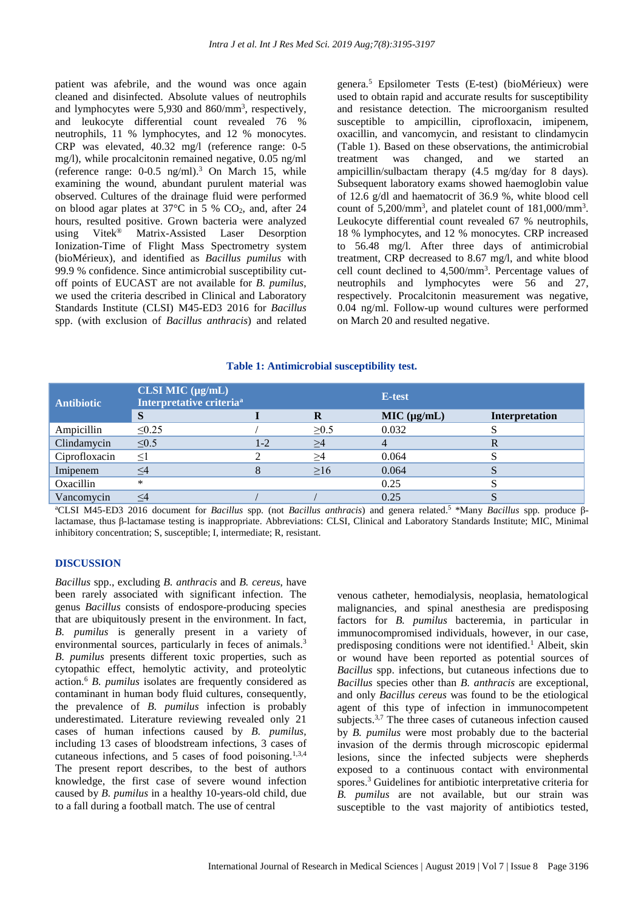patient was afebrile, and the wound was once again cleaned and disinfected. Absolute values of neutrophils and lymphocytes were 5,930 and 860/mm$^3$, respectively, and leukocyte differential count revealed 76 % neutrophils, 11 % lymphocytes, and 12 % monocytes. CRP was elevated, 40.32 mg/l (reference range: 0-5 mg/l), while procalcitonin remained negative, 0.05 ng/ml (reference range: 0-0.5 ng/ml).[3] On March 15, while examining the wound, abundant purulent material was observed. Cultures of the drainage fluid were performed on blood agar plates at 37°C in 5 % $CO_2$, and, after 24 hours, resulted positive. Grown bacteria were analyzed using Vitek® Matrix-Assisted Laser Desorption Ionization-Time of Flight Mass Spectrometry system (bioMérieux), and identified as *Bacillus pumilus* with 99.9 % confidence. Since antimicrobial susceptibility cut-off points of EUCAST are not available for *B. pumilus*, we used the criteria described in Clinical and Laboratory Standards Institute (CLSI) M45-ED3 2016 for *Bacillus* spp. (with exclusion of *Bacillus anthracis*) and related genera.[5] Epsilometer Tests (E-test) (bioMérieux) were used to obtain rapid and accurate results for susceptibility and resistance detection. The microorganism resulted susceptible to ampicillin, ciprofloxacin, imipenem, oxacillin, and vancomycin, and resistant to clindamycin (Table 1). Based on these observations, the antimicrobial treatment was changed, and we started an ampicillin/sulbactam therapy (4.5 mg/day for 8 days). Subsequent laboratory exams showed haemoglobin value of 12.6 g/dl and haematocrit of 36.9 %, white blood cell count of 5,200/mm$^3$, and platelet count of 181,000/mm$^3$. Leukocyte differential count revealed 67 % neutrophils, 18 % lymphocytes, and 12 % monocytes. CRP increased to 56.48 mg/l. After three days of antimicrobial treatment, CRP decreased to 8.67 mg/l, and white blood cell count declined to 4,500/mm$^3$. Percentage values of neutrophils and lymphocytes were 56 and 27, respectively. Procalcitonin measurement was negative, 0.04 ng/ml. Follow-up wound cultures were performed on March 20 and resulted negative.

**Table 1: Antimicrobial susceptibility test.**

| Antibiotic | CLSI MIC (µg/mL) Interpretative criteria[a] | | | E-test | |
|---|---|---|---|---|---|
| | S | I | R | MIC (µg/mL) | Interpretation |
| Ampicillin | ≤0.25 | / | ≥0.5 | 0.032 | S |
| Clindamycin | ≤0.5 | 1-2 | ≥4 | 4 | R |
| Ciprofloxacin | ≤1 | 2 | ≥4 | 0.064 | S |
| Imipenem | ≤4 | 8 | ≥16 | 0.064 | S |
| Oxacillin | * | | | 0.25 | S |
| Vancomycin | ≤4 | / | / | 0.25 | S |

[a]CLSI M45-ED3 2016 document for *Bacillus* spp. (not *Bacillus anthracis*) and genera related.[5] *Many *Bacillus* spp. produce β-lactamase, thus β-lactamase testing is inappropriate. Abbreviations: CLSI, Clinical and Laboratory Standards Institute; MIC, Minimal inhibitory concentration; S, susceptible; I, intermediate; R, resistant.

## DISCUSSION

*Bacillus* spp., excluding *B. anthracis* and *B. cereus*, have been rarely associated with significant infection. The genus *Bacillus* consists of endospore-producing species that are ubiquitously present in the environment. In fact, *B. pumilus* is generally present in a variety of environmental sources, particularly in feces of animals.[3] *B. pumilus* presents different toxic properties, such as cytopathic effect, hemolytic activity, and proteolytic action.[6] *B. pumilus* isolates are frequently considered as contaminant in human body fluid cultures, consequently, the prevalence of *B. pumilus* infection is probably underestimated. Literature reviewing revealed only 21 cases of human infections caused by *B. pumilus,* including 13 cases of bloodstream infections, 3 cases of cutaneous infections, and 5 cases of food poisoning.[1,3,4] The present report describes, to the best of authors knowledge, the first case of severe wound infection caused by *B. pumilus* in a healthy 10-years-old child, due to a fall during a football match. The use of central venous catheter, hemodialysis, neoplasia, hematological malignancies, and spinal anesthesia are predisposing factors for *B. pumilus* bacteremia, in particular in immunocompromised individuals, however, in our case, predisposing conditions were not identified.[1] Albeit, skin or wound have been reported as potential sources of *Bacillus* spp. infections, but cutaneous infections due to *Bacillus* species other than *B. anthracis* are exceptional, and only *Bacillus cereus* was found to be the etiological agent of this type of infection in immunocompetent subjects.[3,7] The three cases of cutaneous infection caused by *B. pumilus* were most probably due to the bacterial invasion of the dermis through microscopic epidermal lesions, since the infected subjects were shepherds exposed to a continuous contact with environmental spores.[3] Guidelines for antibiotic interpretative criteria for *B. pumilus* are not available, but our strain was susceptible to the vast majority of antibiotics tested,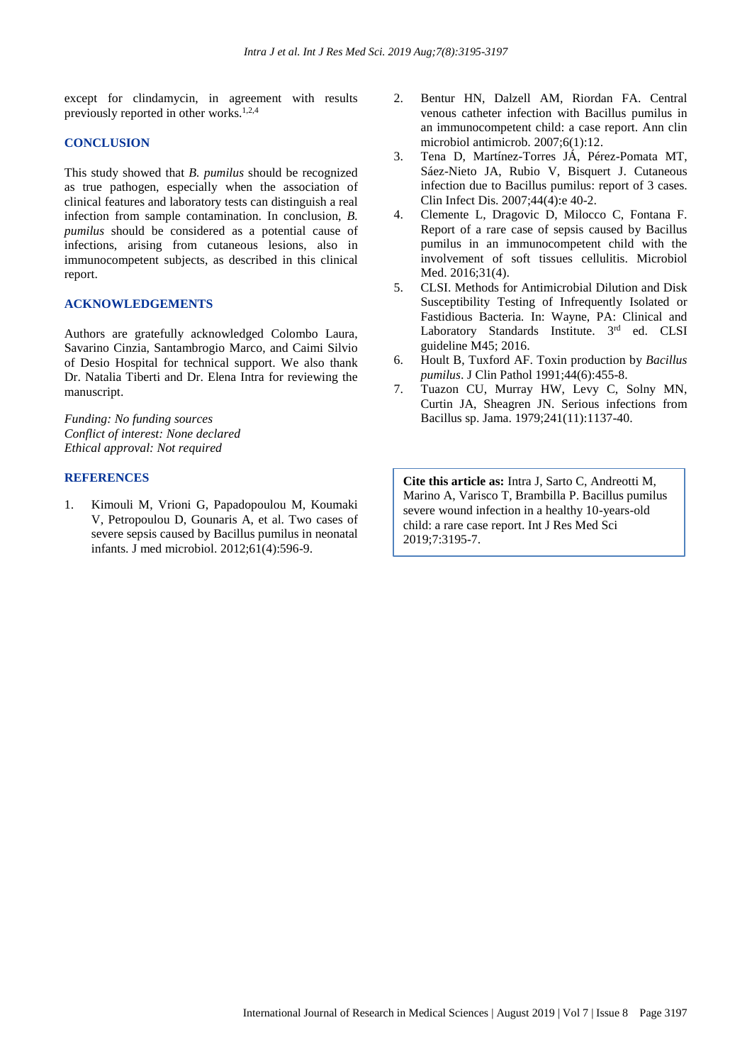except for clindamycin, in agreement with results previously reported in other works.[1,2,4]

## CONCLUSION

This study showed that *B. pumilus* should be recognized as true pathogen, especially when the association of clinical features and laboratory tests can distinguish a real infection from sample contamination. In conclusion, *B. pumilus* should be considered as a potential cause of infections, arising from cutaneous lesions, also in immunocompetent subjects, as described in this clinical report.

## ACKNOWLEDGEMENTS

Authors are gratefully acknowledged Colombo Laura, Savarino Cinzia, Santambrogio Marco, and Caimi Silvio of Desio Hospital for technical support. We also thank Dr. Natalia Tiberti and Dr. Elena Intra for reviewing the manuscript.

*Funding: No funding sources*
*Conflict of interest: None declared*
*Ethical approval: Not required*

## REFERENCES

1. Kimouli M, Vrioni G, Papadopoulou M, Koumaki V, Petropoulou D, Gounaris A, et al. Two cases of severe sepsis caused by Bacillus pumilus in neonatal infants. J med microbiol. 2012;61(4):596-9.
2. Bentur HN, Dalzell AM, Riordan FA. Central venous catheter infection with Bacillus pumilus in an immunocompetent child: a case report. Ann clin microbiol antimicrob. 2007;6(1):12.
3. Tena D, Martínez-Torres JÁ, Pérez-Pomata MT, Sáez-Nieto JA, Rubio V, Bisquert J. Cutaneous infection due to Bacillus pumilus: report of 3 cases. Clin Infect Dis. 2007;44(4):e 40-2.
4. Clemente L, Dragovic D, Milocco C, Fontana F. Report of a rare case of sepsis caused by Bacillus pumilus in an immunocompetent child with the involvement of soft tissues cellulitis. Microbiol Med. 2016;31(4).
5. CLSI. Methods for Antimicrobial Dilution and Disk Susceptibility Testing of Infrequently Isolated or Fastidious Bacteria. In: Wayne, PA: Clinical and Laboratory Standards Institute. 3rd ed. CLSI guideline M45; 2016.
6. Hoult B, Tuxford AF. Toxin production by *Bacillus pumilus*. J Clin Pathol 1991;44(6):455-8.
7. Tuazon CU, Murray HW, Levy C, Solny MN, Curtin JA, Sheagren JN. Serious infections from Bacillus sp. Jama. 1979;241(11):1137-40.

**Cite this article as:** Intra J, Sarto C, Andreotti M, Marino A, Varisco T, Brambilla P. Bacillus pumilus severe wound infection in a healthy 10-years-old child: a rare case report. Int J Res Med Sci 2019;7:3195-7.